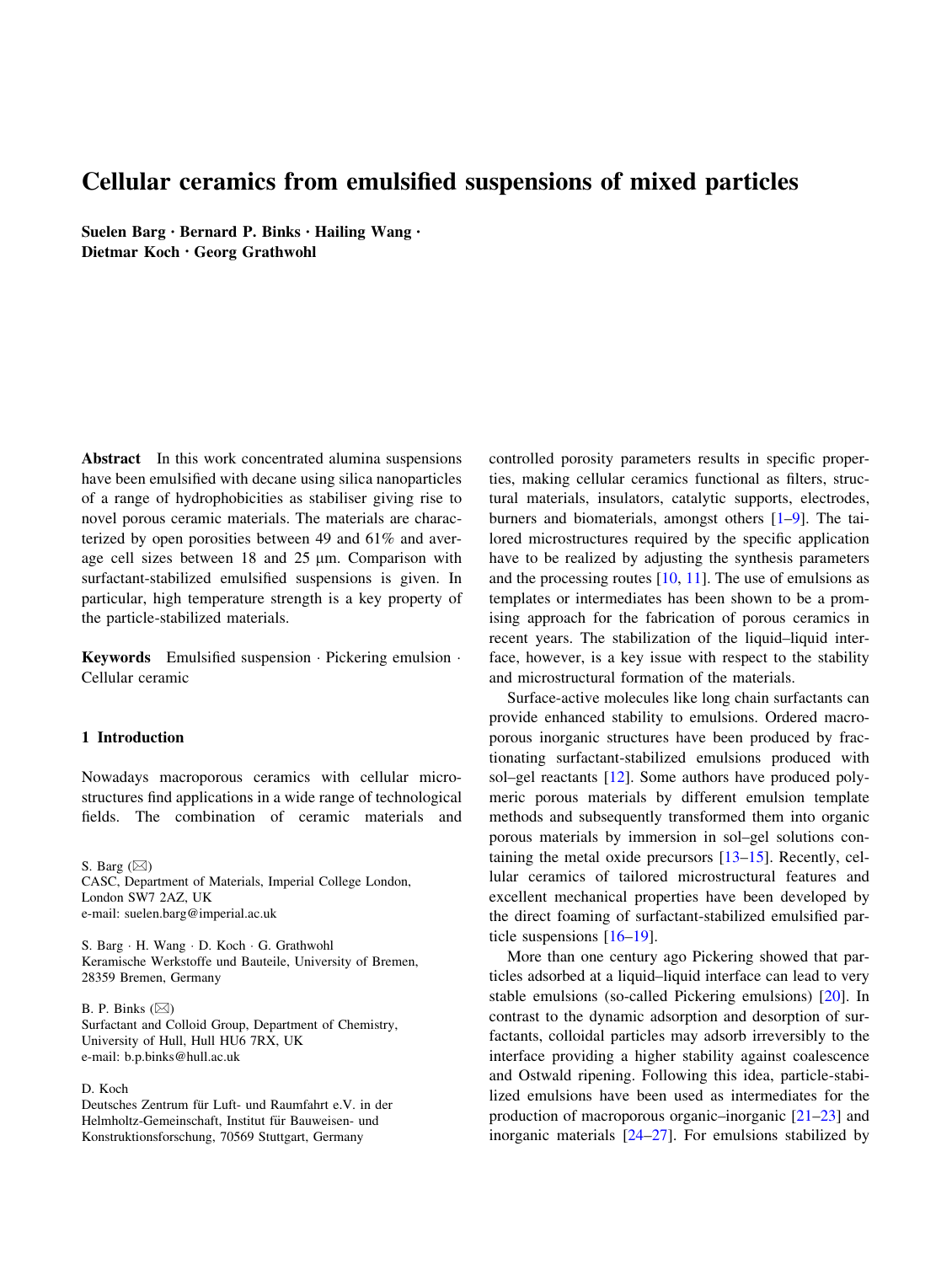# Cellular ceramics from emulsified suspensions of mixed particles

**Suelen Barg · Bernard P. Binks · Hailing Wang · Dietmar Koch · Georg Grathwohl**

**Abstract** In this work concentrated alumina suspensions have been emulsified with decane using silica nanoparticles of a range of hydrophobicities as stabiliser giving rise to novel porous ceramic materials. The materials are characterized by open porosities between 49 and 61% and average cell sizes between 18 and 25 μm. Comparison with surfactant-stabilized emulsified suspensions is given. In particular, high temperature strength is a key property of the particle-stabilized materials.

**Keywords** Emulsified suspension · Pickering emulsion · Cellular ceramic

## 1 Introduction

Nowadays macroporous ceramics with cellular microstructures find applications in a wide range of technological fields. The combination of ceramic materials and controlled porosity parameters results in specific properties, making cellular ceramics functional as filters, structural materials, insulators, catalytic supports, electrodes, burners and biomaterials, amongst others [1–9]. The tailored microstructures required by the specific application have to be realized by adjusting the synthesis parameters and the processing routes [10, 11]. The use of emulsions as templates or intermediates has been shown to be a promising approach for the fabrication of porous ceramics in recent years. The stabilization of the liquid–liquid interface, however, is a key issue with respect to the stability and microstructural formation of the materials.

Surface-active molecules like long chain surfactants can provide enhanced stability to emulsions. Ordered macroporous inorganic structures have been produced by fractionating surfactant-stabilized emulsions produced with sol–gel reactants [12]. Some authors have produced polymeric porous materials by different emulsion template methods and subsequently transformed them into organic porous materials by immersion in sol–gel solutions containing the metal oxide precursors [13–15]. Recently, cellular ceramics of tailored microstructural features and excellent mechanical properties have been developed by the direct foaming of surfactant-stabilized emulsified particle suspensions [16–19].

More than one century ago Pickering showed that particles adsorbed at a liquid–liquid interface can lead to very stable emulsions (so-called Pickering emulsions) [20]. In contrast to the dynamic adsorption and desorption of surfactants, colloidal particles may adsorb irreversibly to the interface providing a higher stability against coalescence and Ostwald ripening. Following this idea, particle-stabilized emulsions have been used as intermediates for the production of macroporous organic–inorganic [21–23] and inorganic materials [24–27]. For emulsions stabilized by

S. Barg (✉)
CASC, Department of Materials, Imperial College London, London SW7 2AZ, UK
e-mail: suelen.barg@imperial.ac.uk

S. Barg · H. Wang · D. Koch · G. Grathwohl
Keramische Werkstoffe und Bauteile, University of Bremen, 28359 Bremen, Germany

B. P. Binks (✉)
Surfactant and Colloid Group, Department of Chemistry, University of Hull, Hull HU6 7RX, UK
e-mail: b.p.binks@hull.ac.uk

D. Koch
Deutsches Zentrum für Luft- und Raumfahrt e.V. in der Helmholtz-Gemeinschaft, Institut für Bauweisen- und Konstruktionsforschung, 70569 Stuttgart, Germany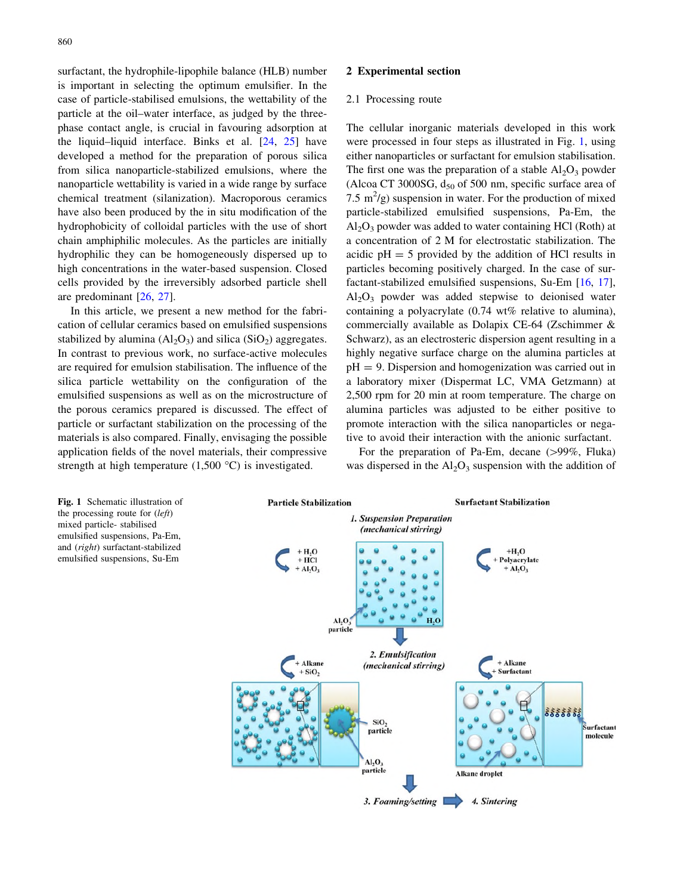surfactant, the hydrophile-lipophile balance (HLB) number is important in selecting the optimum emulsifier. In the case of particle-stabilised emulsions, the wettability of the particle at the oil–water interface, as judged by the three-phase contact angle, is crucial in favouring adsorption at the liquid–liquid interface. Binks et al. [24, 25] have developed a method for the preparation of porous silica from silica nanoparticle-stabilized emulsions, where the nanoparticle wettability is varied in a wide range by surface chemical treatment (silanization). Macroporous ceramics have also been produced by the in situ modification of the hydrophobicity of colloidal particles with the use of short chain amphiphilic molecules. As the particles are initially hydrophilic they can be homogeneously dispersed up to high concentrations in the water-based suspension. Closed cells provided by the irreversibly adsorbed particle shell are predominant [26, 27].

In this article, we present a new method for the fabrication of cellular ceramics based on emulsified suspensions stabilized by alumina ($Al_2O_3$) and silica ($SiO_2$) aggregates. In contrast to previous work, no surface-active molecules are required for emulsion stabilisation. The influence of the silica particle wettability on the configuration of the emulsified suspensions as well as on the microstructure of the porous ceramics prepared is discussed. The effect of particle or surfactant stabilization on the processing of the materials is also compared. Finally, envisaging the possible application fields of the novel materials, their compressive strength at high temperature (1,500 °C) is investigated.

## 2 Experimental section

### 2.1 Processing route

The cellular inorganic materials developed in this work were processed in four steps as illustrated in Fig. 1, using either nanoparticles or surfactant for emulsion stabilisation. The first one was the preparation of a stable $Al_2O_3$ powder (Alcoa CT 3000SG, $d_{50}$ of 500 nm, specific surface area of 7.5 $m^2$/g) suspension in water. For the production of mixed particle-stabilized emulsified suspensions, Pa-Em, the $Al_2O_3$ powder was added to water containing HCl (Roth) at a concentration of 2 M for electrostatic stabilization. The acidic pH = 5 provided by the addition of HCl results in particles becoming positively charged. In the case of surfactant-stabilized emulsified suspensions, Su-Em [16, 17], $Al_2O_3$ powder was added stepwise to deionised water containing a polyacrylate (0.74 wt% relative to alumina), commercially available as Dolapix CE-64 (Zschimmer & Schwarz), as an electrosteric dispersion agent resulting in a highly negative surface charge on the alumina particles at pH = 9. Dispersion and homogenization was carried out in a laboratory mixer (Dispermat LC, VMA Getzmann) at 2,500 rpm for 20 min at room temperature. The charge on alumina particles was adjusted to be either positive to promote interaction with the silica nanoparticles or negative to avoid their interaction with the anionic surfactant.

For the preparation of Pa-Em, decane (>99%, Fluka) was dispersed in the $Al_2O_3$ suspension with the addition of

**Fig. 1** Schematic illustration of the processing route for (*left*) mixed particle- stabilised emulsified suspensions, Pa-Em, and (*right*) surfactant-stabilized emulsified suspensions, Su-Em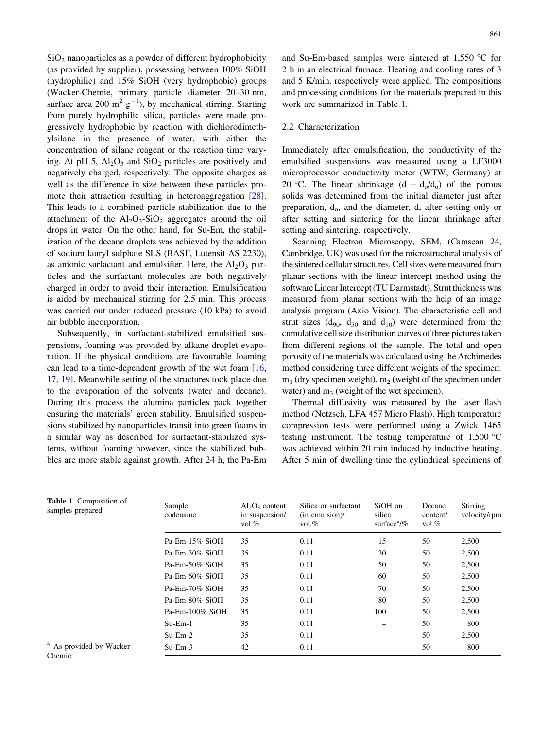$SiO_2$ nanoparticles as a powder of different hydrophobicity (as provided by supplier), possessing between 100% SiOH (hydrophilic) and 15% SiOH (very hydrophobic) groups (Wacker-Chemie, primary particle diameter 20–30 nm, surface area 200 $m^2 g^{-1}$), by mechanical stirring. Starting from purely hydrophilic silica, particles were made progressively hydrophobic by reaction with dichlorodimethylsilane in the presence of water, with either the concentration of silane reagent or the reaction time varying. At pH 5, $Al_2O_3$ and $SiO_2$ particles are positively and negatively charged, respectively. The opposite charges as well as the difference in size between these particles promote their attraction resulting in heteroaggregation [28]. This leads to a combined particle stabilization due to the attachment of the $Al_2O_3$-$SiO_2$ aggregates around the oil drops in water. On the other hand, for Su-Em, the stabilization of the decane droplets was achieved by the addition of sodium lauryl sulphate SLS (BASF, Lutensit AS 2230), as anionic surfactant and emulsifier. Here, the $Al_2O_3$ particles and the surfactant molecules are both negatively charged in order to avoid their interaction. Emulsification is aided by mechanical stirring for 2.5 min. This process was carried out under reduced pressure (10 kPa) to avoid air bubble incorporation.

Subsequently, in surfactant-stabilized emulsified suspensions, foaming was provided by alkane droplet evaporation. If the physical conditions are favourable foaming can lead to a time-dependent growth of the wet foam [16, 17, 19]. Meanwhile setting of the structures took place due to the evaporation of the solvents (water and decane). During this process the alumina particles pack together ensuring the materials' green stability. Emulsified suspensions stabilized by nanoparticles transit into green foams in a similar way as described for surfactant-stabilized systems, without foaming however, since the stabilized bubbles are more stable against growth. After 24 h, the Pa-Em and Su-Em-based samples were sintered at 1,550 °C for 2 h in an electrical furnace. Heating and cooling rates of 3 and 5 K/min. respectively were applied. The compositions and processing conditions for the materials prepared in this work are summarized in Table 1.

### 2.2 Characterization

Immediately after emulsification, the conductivity of the emulsified suspensions was measured using a LF3000 microprocessor conductivity meter (WTW, Germany) at 20 °C. The linear shrinkage ($d - d_o/d_o$) of the porous solids was determined from the initial diameter just after preparation, $d_o$, and the diameter, d, after setting only or after setting and sintering for the linear shrinkage after setting and sintering, respectively.

Scanning Electron Microscopy, SEM, (Camscan 24, Cambridge, UK) was used for the microstructural analysis of the sintered cellular structures. Cell sizes were measured from planar sections with the linear intercept method using the software Linear Intercept (TU Darmstadt). Strut thickness was measured from planar sections with the help of an image analysis program (Axio Vision). The characteristic cell and strut sizes ($d_{90}$, $d_{50}$ and $d_{10}$) were determined from the cumulative cell size distribution curves of three pictures taken from different regions of the sample. The total and open porosity of the materials was calculated using the Archimedes method considering three different weights of the specimen: $m_1$ (dry specimen weight), $m_2$ (weight of the specimen under water) and $m_3$ (weight of the wet specimen).

Thermal diffusivity was measured by the laser flash method (Netzsch, LFA 457 Micro Flash). High temperature compression tests were performed using a Zwick 1465 testing instrument. The testing temperature of 1,500 °C was achieved within 20 min induced by inductive heating. After 5 min of dwelling time the cylindrical specimens of

**Table 1** Composition of samples prepared

| Sample codename | $Al_2O_3$ content in suspension/vol.% | Silica or surfactant (in emulsion)/vol.% | SiOH on silica surface[a]/% | Decane content/vol.% | Stirring velocity/rpm |
|---|---|---|---|---|---|
| Pa-Em-15% SiOH | 35 | 0.11 | 15 | 50 | 2,500 |
| Pa-Em-30% SiOH | 35 | 0.11 | 30 | 50 | 2,500 |
| Pa-Em-50% SiOH | 35 | 0.11 | 50 | 50 | 2,500 |
| Pa-Em-60% SiOH | 35 | 0.11 | 60 | 50 | 2,500 |
| Pa-Em-70% SiOH | 35 | 0.11 | 70 | 50 | 2,500 |
| Pa-Em-80% SiOH | 35 | 0.11 | 80 | 50 | 2,500 |
| Pa-Em-100% SiOH | 35 | 0.11 | 100 | 50 | 2,500 |
| Su-Em-1 | 35 | 0.11 | – | 50 | 800 |
| Su-Em-2 | 35 | 0.11 | – | 50 | 2,500 |
| Su-Em-3 | 42 | 0.11 | – | 50 | 800 |

[a] As provided by Wacker-Chemie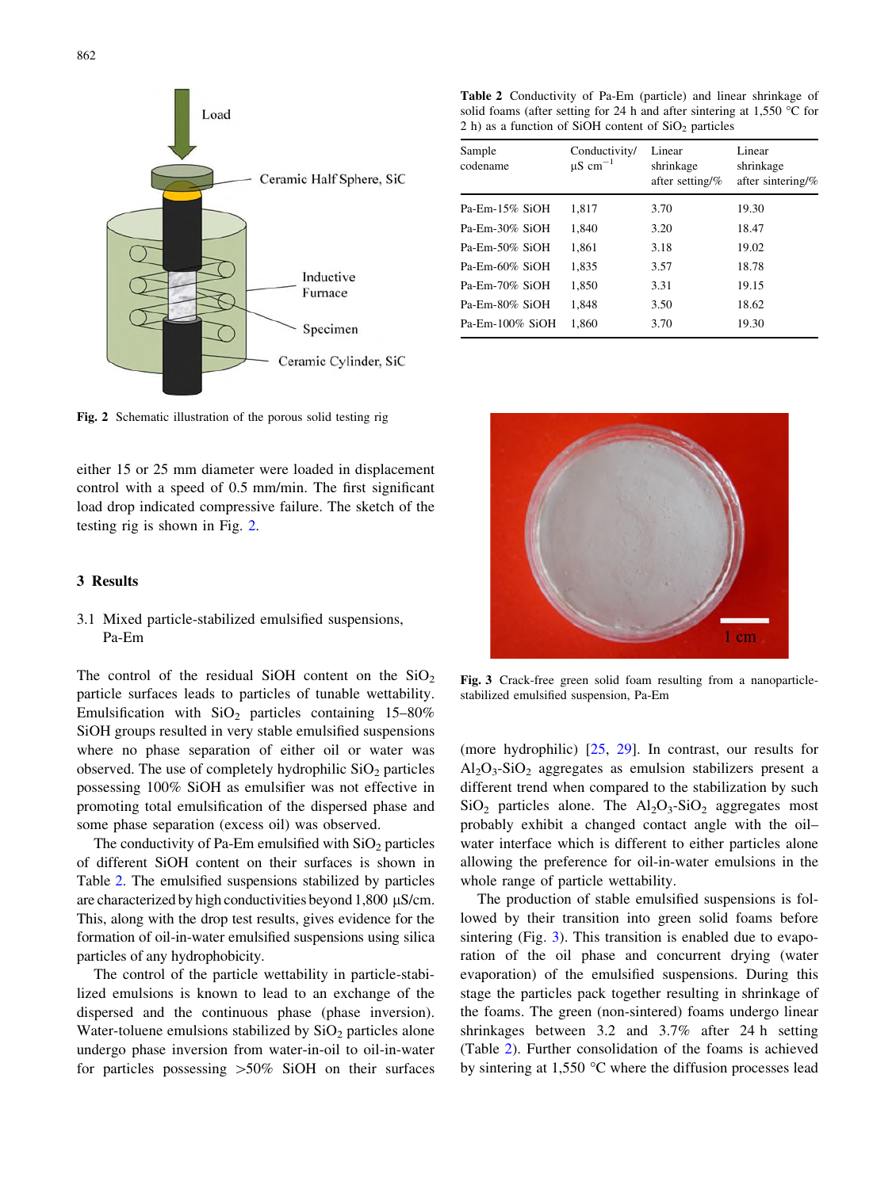Fig. 2 Schematic illustration of the porous solid testing rig

either 15 or 25 mm diameter were loaded in displacement control with a speed of 0.5 mm/min. The first significant load drop indicated compressive failure. The sketch of the testing rig is shown in Fig. 2.

## 3 Results

### 3.1 Mixed particle-stabilized emulsified suspensions, Pa-Em

The control of the residual SiOH content on the $SiO_2$ particle surfaces leads to particles of tunable wettability. Emulsification with $SiO_2$ particles containing 15–80% SiOH groups resulted in very stable emulsified suspensions where no phase separation of either oil or water was observed. The use of completely hydrophilic $SiO_2$ particles possessing 100% SiOH as emulsifier was not effective in promoting total emulsification of the dispersed phase and some phase separation (excess oil) was observed.

The conductivity of Pa-Em emulsified with $SiO_2$ particles of different SiOH content on their surfaces is shown in Table 2. The emulsified suspensions stabilized by particles are characterized by high conductivities beyond 1,800 μS/cm. This, along with the drop test results, gives evidence for the formation of oil-in-water emulsified suspensions using silica particles of any hydrophobicity.

The control of the particle wettability in particle-stabilized emulsions is known to lead to an exchange of the dispersed and the continuous phase (phase inversion). Water-toluene emulsions stabilized by $SiO_2$ particles alone undergo phase inversion from water-in-oil to oil-in-water for particles possessing >50% SiOH on their surfaces (more hydrophilic) [25, 29]. In contrast, our results for $Al_2O_3$-$SiO_2$ aggregates as emulsion stabilizers present a different trend when compared to the stabilization by such $SiO_2$ particles alone. The $Al_2O_3$-$SiO_2$ aggregates most probably exhibit a changed contact angle with the oil–water interface which is different to either particles alone allowing the preference for oil-in-water emulsions in the whole range of particle wettability.

The production of stable emulsified suspensions is followed by their transition into green solid foams before sintering (Fig. 3). This transition is enabled due to evaporation of the oil phase and concurrent drying (water evaporation) of the emulsified suspensions. During this stage the particles pack together resulting in shrinkage of the foams. The green (non-sintered) foams undergo linear shrinkages between 3.2 and 3.7% after 24 h setting (Table 2). Further consolidation of the foams is achieved by sintering at 1,550 °C where the diffusion processes lead

**Table 2** Conductivity of Pa-Em (particle) and linear shrinkage of solid foams (after setting for 24 h and after sintering at 1,550 °C for 2 h) as a function of SiOH content of $SiO_2$ particles

| Sample codename | Conductivity/ μS cm$^{-1}$ | Linear shrinkage after setting/% | Linear shrinkage after sintering/% |
|---|---|---|---|
| Pa-Em-15% SiOH | 1,817 | 3.70 | 19.30 |
| Pa-Em-30% SiOH | 1,840 | 3.20 | 18.47 |
| Pa-Em-50% SiOH | 1,861 | 3.18 | 19.02 |
| Pa-Em-60% SiOH | 1,835 | 3.57 | 18.78 |
| Pa-Em-70% SiOH | 1,850 | 3.31 | 19.15 |
| Pa-Em-80% SiOH | 1,848 | 3.50 | 18.62 |
| Pa-Em-100% SiOH | 1,860 | 3.70 | 19.30 |

**Fig. 3** Crack-free green solid foam resulting from a nanoparticle-stabilized emulsified suspension, Pa-Em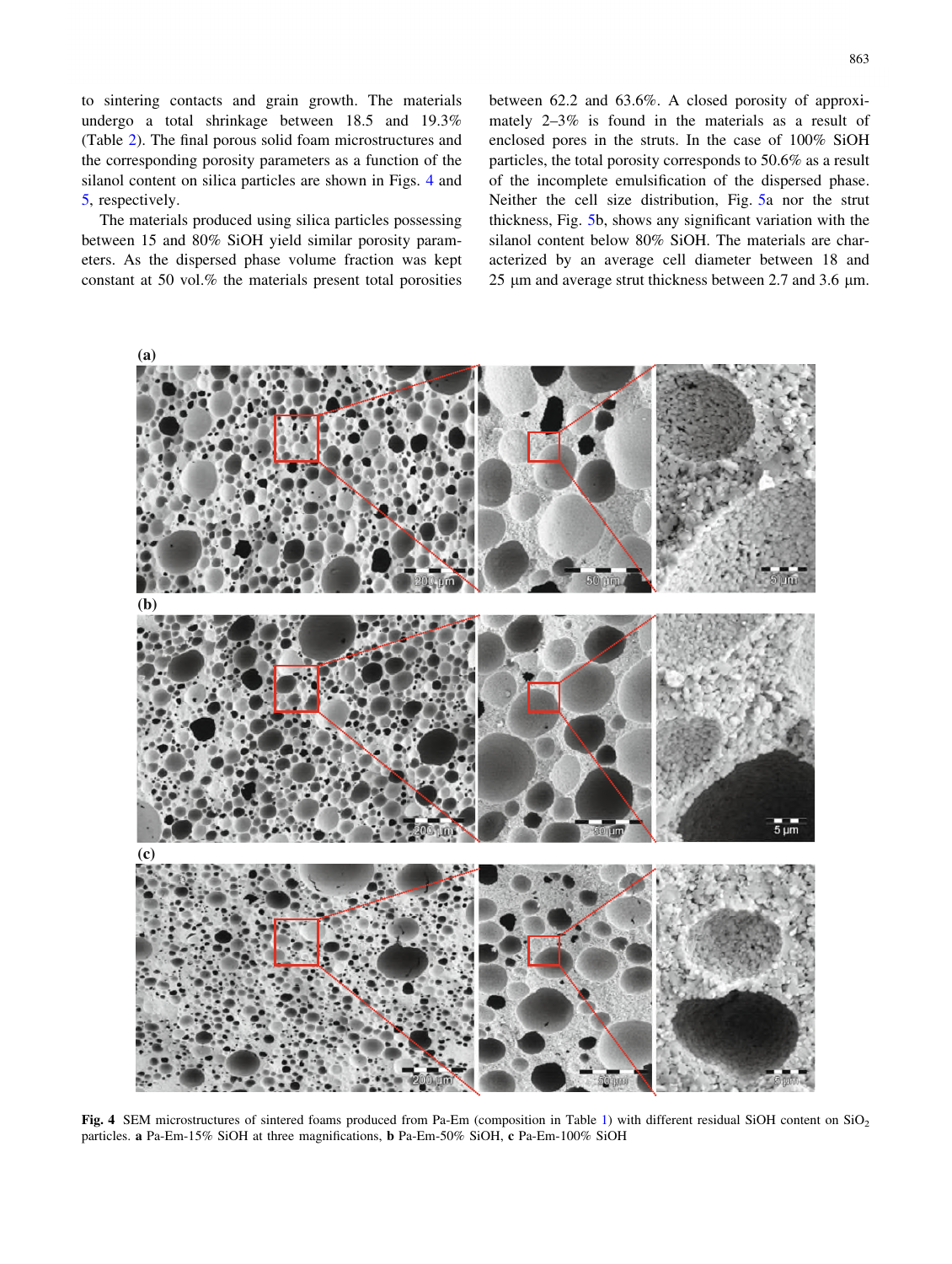to sintering contacts and grain growth. The materials undergo a total shrinkage between 18.5 and 19.3% (Table 2). The final porous solid foam microstructures and the corresponding porosity parameters as a function of the silanol content on silica particles are shown in Figs. 4 and 5, respectively.

The materials produced using silica particles possessing between 15 and 80% SiOH yield similar porosity parameters. As the dispersed phase volume fraction was kept constant at 50 vol.% the materials present total porosities between 62.2 and 63.6%. A closed porosity of approximately 2–3% is found in the materials as a result of enclosed pores in the struts. In the case of 100% SiOH particles, the total porosity corresponds to 50.6% as a result of the incomplete emulsification of the dispersed phase. Neither the cell size distribution, Fig. 5a nor the strut thickness, Fig. 5b, shows any significant variation with the silanol content below 80% SiOH. The materials are characterized by an average cell diameter between 18 and 25 μm and average strut thickness between 2.7 and 3.6 μm.

**Fig. 4** SEM microstructures of sintered foams produced from Pa-Em (composition in Table 1) with different residual SiOH content on $SiO_2$ particles. **a** Pa-Em-15% SiOH at three magnifications, **b** Pa-Em-50% SiOH, **c** Pa-Em-100% SiOH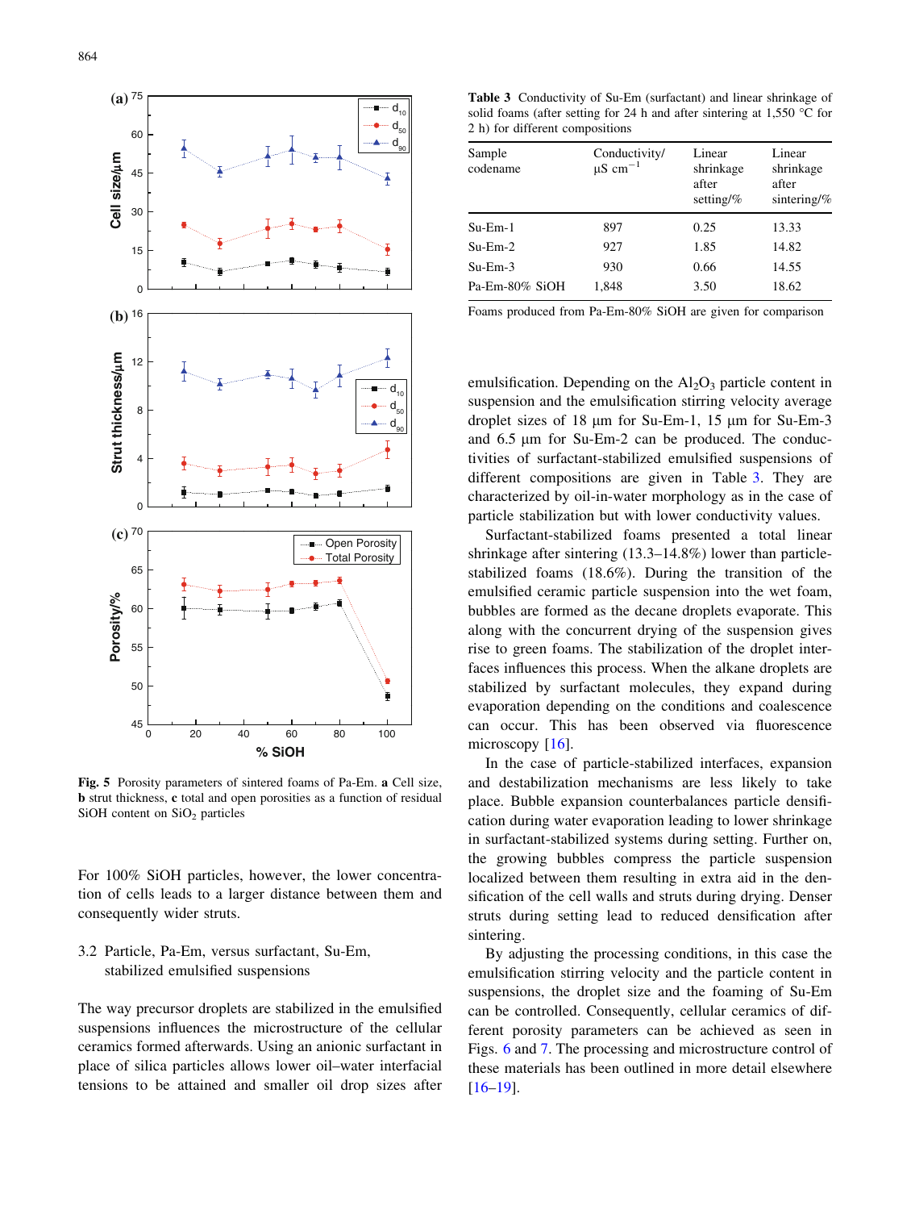Fig. 5 Porosity parameters of sintered foams of Pa-Em. **a** Cell size, **b** strut thickness, **c** total and open porosities as a function of residual SiOH content on $SiO_2$ particles

For 100% SiOH particles, however, the lower concentration of cells leads to a larger distance between them and consequently wider struts.

### 3.2 Particle, Pa-Em, versus surfactant, Su-Em, stabilized emulsified suspensions

The way precursor droplets are stabilized in the emulsified suspensions influences the microstructure of the cellular ceramics formed afterwards. Using an anionic surfactant in place of silica particles allows lower oil–water interfacial tensions to be attained and smaller oil drop sizes after emulsification. Depending on the $Al_2O_3$ particle content in suspension and the emulsification stirring velocity average droplet sizes of 18 µm for Su-Em-1, 15 µm for Su-Em-3 and 6.5 µm for Su-Em-2 can be produced. The conductivities of surfactant-stabilized emulsified suspensions of different compositions are given in Table 3. They are characterized by oil-in-water morphology as in the case of particle stabilization but with lower conductivity values.

**Table 3** Conductivity of Su-Em (surfactant) and linear shrinkage of solid foams (after setting for 24 h and after sintering at 1,550 °C for 2 h) for different compositions

| Sample codename | Conductivity/ µS $cm^{-1}$ | Linear shrinkage after setting/% | Linear shrinkage after sintering/% |
|---|---|---|---|
| Su-Em-1 | 897 | 0.25 | 13.33 |
| Su-Em-2 | 927 | 1.85 | 14.82 |
| Su-Em-3 | 930 | 0.66 | 14.55 |
| Pa-Em-80% SiOH | 1,848 | 3.50 | 18.62 |

Foams produced from Pa-Em-80% SiOH are given for comparison

Surfactant-stabilized foams presented a total linear shrinkage after sintering (13.3–14.8%) lower than particle-stabilized foams (18.6%). During the transition of the emulsified ceramic particle suspension into the wet foam, bubbles are formed as the decane droplets evaporate. This along with the concurrent drying of the suspension gives rise to green foams. The stabilization of the droplet interfaces influences this process. When the alkane droplets are stabilized by surfactant molecules, they expand during evaporation depending on the conditions and coalescence can occur. This has been observed via fluorescence microscopy [16].

In the case of particle-stabilized interfaces, expansion and destabilization mechanisms are less likely to take place. Bubble expansion counterbalances particle densification during water evaporation leading to lower shrinkage in surfactant-stabilized systems during setting. Further on, the growing bubbles compress the particle suspension localized between them resulting in extra aid in the densification of the cell walls and struts during drying. Denser struts during setting lead to reduced densification after sintering.

By adjusting the processing conditions, in this case the emulsification stirring velocity and the particle content in suspensions, the droplet size and the foaming of Su-Em can be controlled. Consequently, cellular ceramics of different porosity parameters can be achieved as seen in Figs. 6 and 7. The processing and microstructure control of these materials has been outlined in more detail elsewhere [16–19].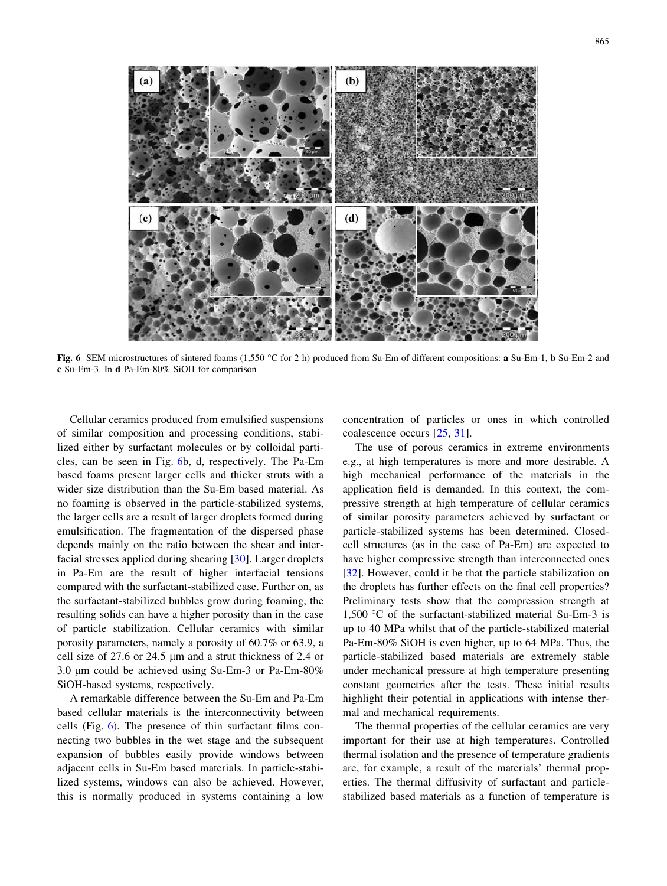**Fig. 6** SEM microstructures of sintered foams (1,550 °C for 2 h) produced from Su-Em of different compositions: **a** Su-Em-1, **b** Su-Em-2 and **c** Su-Em-3. In **d** Pa-Em-80% SiOH for comparison

Cellular ceramics produced from emulsified suspensions of similar composition and processing conditions, stabilized either by surfactant molecules or by colloidal particles, can be seen in Fig. 6b, d, respectively. The Pa-Em based foams present larger cells and thicker struts with a wider size distribution than the Su-Em based material. As no foaming is observed in the particle-stabilized systems, the larger cells are a result of larger droplets formed during emulsification. The fragmentation of the dispersed phase depends mainly on the ratio between the shear and interfacial stresses applied during shearing [30]. Larger droplets in Pa-Em are the result of higher interfacial tensions compared with the surfactant-stabilized case. Further on, as the surfactant-stabilized bubbles grow during foaming, the resulting solids can have a higher porosity than in the case of particle stabilization. Cellular ceramics with similar porosity parameters, namely a porosity of 60.7% or 63.9, a cell size of 27.6 or 24.5 μm and a strut thickness of 2.4 or 3.0 μm could be achieved using Su-Em-3 or Pa-Em-80% SiOH-based systems, respectively.

A remarkable difference between the Su-Em and Pa-Em based cellular materials is the interconnectivity between cells (Fig. 6). The presence of thin surfactant films connecting two bubbles in the wet stage and the subsequent expansion of bubbles easily provide windows between adjacent cells in Su-Em based materials. In particle-stabilized systems, windows can also be achieved. However, this is normally produced in systems containing a low concentration of particles or ones in which controlled coalescence occurs [25, 31].

The use of porous ceramics in extreme environments e.g., at high temperatures is more and more desirable. A high mechanical performance of the materials in the application field is demanded. In this context, the compressive strength at high temperature of cellular ceramics of similar porosity parameters achieved by surfactant or particle-stabilized systems has been determined. Closed-cell structures (as in the case of Pa-Em) are expected to have higher compressive strength than interconnected ones [32]. However, could it be that the particle stabilization on the droplets has further effects on the final cell properties? Preliminary tests show that the compression strength at 1,500 °C of the surfactant-stabilized material Su-Em-3 is up to 40 MPa whilst that of the particle-stabilized material Pa-Em-80% SiOH is even higher, up to 64 MPa. Thus, the particle-stabilized based materials are extremely stable under mechanical pressure at high temperature presenting constant geometries after the tests. These initial results highlight their potential in applications with intense thermal and mechanical requirements.

The thermal properties of the cellular ceramics are very important for their use at high temperatures. Controlled thermal isolation and the presence of temperature gradients are, for example, a result of the materials' thermal properties. The thermal diffusivity of surfactant and particle-stabilized based materials as a function of temperature is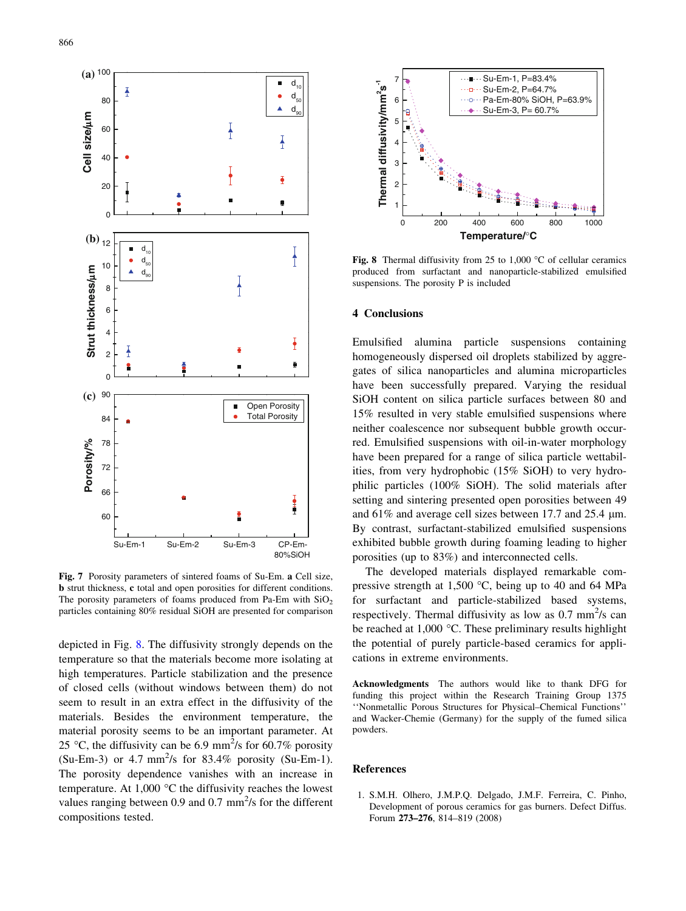Fig. 7 Porosity parameters of sintered foams of Su-Em. **a** Cell size, **b** strut thickness, **c** total and open porosities for different conditions. The porosity parameters of foams produced from Pa-Em with $SiO_2$ particles containing 80% residual SiOH are presented for comparison

depicted in Fig. 8. The diffusivity strongly depends on the temperature so that the materials become more isolating at high temperatures. Particle stabilization and the presence of closed cells (without windows between them) do not seem to result in an extra effect in the diffusivity of the materials. Besides the environment temperature, the material porosity seems to be an important parameter. At 25 °C, the diffusivity can be 6.9 $mm^2$/s for 60.7% porosity (Su-Em-3) or 4.7 $mm^2$/s for 83.4% porosity (Su-Em-1). The porosity dependence vanishes with an increase in temperature. At 1,000 °C the diffusivity reaches the lowest values ranging between 0.9 and 0.7 $mm^2$/s for the different compositions tested.

Fig. 8 Thermal diffusivity from 25 to 1,000 °C of cellular ceramics produced from surfactant and nanoparticle-stabilized emulsified suspensions. The porosity P is included

## 4 Conclusions

Emulsified alumina particle suspensions containing homogeneously dispersed oil droplets stabilized by aggregates of silica nanoparticles and alumina microparticles have been successfully prepared. Varying the residual SiOH content on silica particle surfaces between 80 and 15% resulted in very stable emulsified suspensions where neither coalescence nor subsequent bubble growth occurred. Emulsified suspensions with oil-in-water morphology have been prepared for a range of silica particle wettabilities, from very hydrophobic (15% SiOH) to very hydrophilic particles (100% SiOH). The solid materials after setting and sintering presented open porosities between 49 and 61% and average cell sizes between 17.7 and 25.4 μm. By contrast, surfactant-stabilized emulsified suspensions exhibited bubble growth during foaming leading to higher porosities (up to 83%) and interconnected cells.

The developed materials displayed remarkable compressive strength at 1,500 °C, being up to 40 and 64 MPa for surfactant and particle-stabilized based systems, respectively. Thermal diffusivity as low as 0.7 $mm^2$/s can be reached at 1,000 °C. These preliminary results highlight the potential of purely particle-based ceramics for applications in extreme environments.

**Acknowledgments** The authors would like to thank DFG for funding this project within the Research Training Group 1375 ''Nonmetallic Porous Structures for Physical–Chemical Functions'' and Wacker-Chemie (Germany) for the supply of the fumed silica powders.

## References

1. S.M.H. Olhero, J.M.P.Q. Delgado, J.M.F. Ferreira, C. Pinho, Development of porous ceramics for gas burners. Defect Diffus. Forum **273–276**, 814–819 (2008)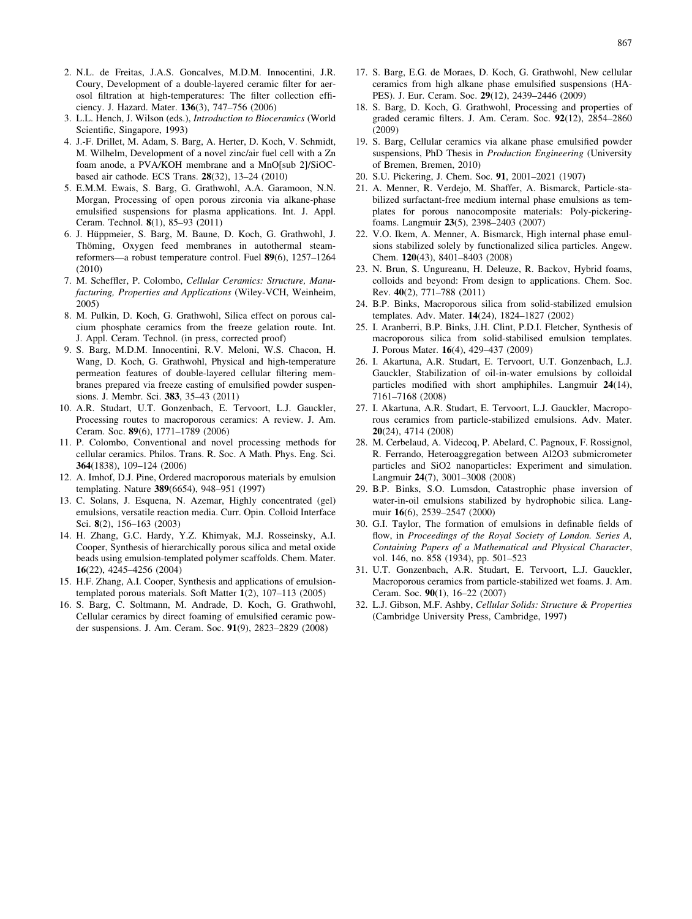2. N.L. de Freitas, J.A.S. Goncalves, M.D.M. Innocentini, J.R. Coury, Development of a double-layered ceramic filter for aerosol filtration at high-temperatures: The filter collection efficiency. J. Hazard. Mater. **136**(3), 747–756 (2006)
3. L.L. Hench, J. Wilson (eds.), *Introduction to Bioceramics* (World Scientific, Singapore, 1993)
4. J.-F. Drillet, M. Adam, S. Barg, A. Herter, D. Koch, V. Schmidt, M. Wilhelm, Development of a novel zinc/air fuel cell with a Zn foam anode, a PVA/KOH membrane and a MnO[sub 2]/SiOC-based air cathode. ECS Trans. **28**(32), 13–24 (2010)
5. E.M.M. Ewais, S. Barg, G. Grathwohl, A.A. Garamoon, N.N. Morgan, Processing of open porous zirconia via alkane-phase emulsified suspensions for plasma applications. Int. J. Appl. Ceram. Technol. **8**(1), 85–93 (2011)
6. J. Hüppmeier, S. Barg, M. Baune, D. Koch, G. Grathwohl, J. Thöming, Oxygen feed membranes in autothermal steam-reformers—a robust temperature control. Fuel **89**(6), 1257–1264 (2010)
7. M. Scheffler, P. Colombo, *Cellular Ceramics: Structure, Manufacturing, Properties and Applications* (Wiley-VCH, Weinheim, 2005)
8. M. Pulkin, D. Koch, G. Grathwohl, Silica effect on porous calcium phosphate ceramics from the freeze gelation route. Int. J. Appl. Ceram. Technol. (in press, corrected proof)
9. S. Barg, M.D.M. Innocentini, R.V. Meloni, W.S. Chacon, H. Wang, D. Koch, G. Grathwohl, Physical and high-temperature permeation features of double-layered cellular filtering membranes prepared via freeze casting of emulsified powder suspensions. J. Membr. Sci. **383**, 35–43 (2011)
10. A.R. Studart, U.T. Gonzenbach, E. Tervoort, L.J. Gauckler, Processing routes to macroporous ceramics: A review. J. Am. Ceram. Soc. **89**(6), 1771–1789 (2006)
11. P. Colombo, Conventional and novel processing methods for cellular ceramics. Philos. Trans. R. Soc. A Math. Phys. Eng. Sci. **364**(1838), 109–124 (2006)
12. A. Imhof, D.J. Pine, Ordered macroporous materials by emulsion templating. Nature **389**(6654), 948–951 (1997)
13. C. Solans, J. Esquena, N. Azemar, Highly concentrated (gel) emulsions, versatile reaction media. Curr. Opin. Colloid Interface Sci. **8**(2), 156–163 (2003)
14. H. Zhang, G.C. Hardy, Y.Z. Khimyak, M.J. Rosseinsky, A.I. Cooper, Synthesis of hierarchically porous silica and metal oxide beads using emulsion-templated polymer scaffolds. Chem. Mater. **16**(22), 4245–4256 (2004)
15. H.F. Zhang, A.I. Cooper, Synthesis and applications of emulsion-templated porous materials. Soft Matter **1**(2), 107–113 (2005)
16. S. Barg, C. Soltmann, M. Andrade, D. Koch, G. Grathwohl, Cellular ceramics by direct foaming of emulsified ceramic powder suspensions. J. Am. Ceram. Soc. **91**(9), 2823–2829 (2008)
17. S. Barg, E.G. de Moraes, D. Koch, G. Grathwohl, New cellular ceramics from high alkane phase emulsified suspensions (HAPES). J. Eur. Ceram. Soc. **29**(12), 2439–2446 (2009)
18. S. Barg, D. Koch, G. Grathwohl, Processing and properties of graded ceramic filters. J. Am. Ceram. Soc. **92**(12), 2854–2860 (2009)
19. S. Barg, Cellular ceramics via alkane phase emulsified powder suspensions, PhD Thesis in *Production Engineering* (University of Bremen, Bremen, 2010)
20. S.U. Pickering, J. Chem. Soc. **91**, 2001–2021 (1907)
21. A. Menner, R. Verdejo, M. Shaffer, A. Bismarck, Particle-stabilized surfactant-free medium internal phase emulsions as templates for porous nanocomposite materials: Poly-pickering-foams. Langmuir **23**(5), 2398–2403 (2007)
22. V.O. Ikem, A. Menner, A. Bismarck, High internal phase emulsions stabilized solely by functionalized silica particles. Angew. Chem. **120**(43), 8401–8403 (2008)
23. N. Brun, S. Ungureanu, H. Deleuze, R. Backov, Hybrid foams, colloids and beyond: From design to applications. Chem. Soc. Rev. **40**(2), 771–788 (2011)
24. B.P. Binks, Macroporous silica from solid-stabilized emulsion templates. Adv. Mater. **14**(24), 1824–1827 (2002)
25. I. Aranberri, B.P. Binks, J.H. Clint, P.D.I. Fletcher, Synthesis of macroporous silica from solid-stabilised emulsion templates. J. Porous Mater. **16**(4), 429–437 (2009)
26. I. Akartuna, A.R. Studart, E. Tervoort, U.T. Gonzenbach, L.J. Gauckler, Stabilization of oil-in-water emulsions by colloidal particles modified with short amphiphiles. Langmuir **24**(14), 7161–7168 (2008)
27. I. Akartuna, A.R. Studart, E. Tervoort, L.J. Gauckler, Macroporous ceramics from particle-stabilized emulsions. Adv. Mater. **20**(24), 4714 (2008)
28. M. Cerbelaud, A. Videcoq, P. Abelard, C. Pagnoux, F. Rossignol, R. Ferrando, Heteroaggregation between Al2O3 submicrometer particles and SiO2 nanoparticles: Experiment and simulation. Langmuir **24**(7), 3001–3008 (2008)
29. B.P. Binks, S.O. Lumsdon, Catastrophic phase inversion of water-in-oil emulsions stabilized by hydrophobic silica. Langmuir **16**(6), 2539–2547 (2000)
30. G.I. Taylor, The formation of emulsions in definable fields of flow, in *Proceedings of the Royal Society of London. Series A, Containing Papers of a Mathematical and Physical Character*, vol. 146, no. 858 (1934), pp. 501–523
31. U.T. Gonzenbach, A.R. Studart, E. Tervoort, L.J. Gauckler, Macroporous ceramics from particle-stabilized wet foams. J. Am. Ceram. Soc. **90**(1), 16–22 (2007)
32. L.J. Gibson, M.F. Ashby, *Cellular Solids: Structure & Properties* (Cambridge University Press, Cambridge, 1997)